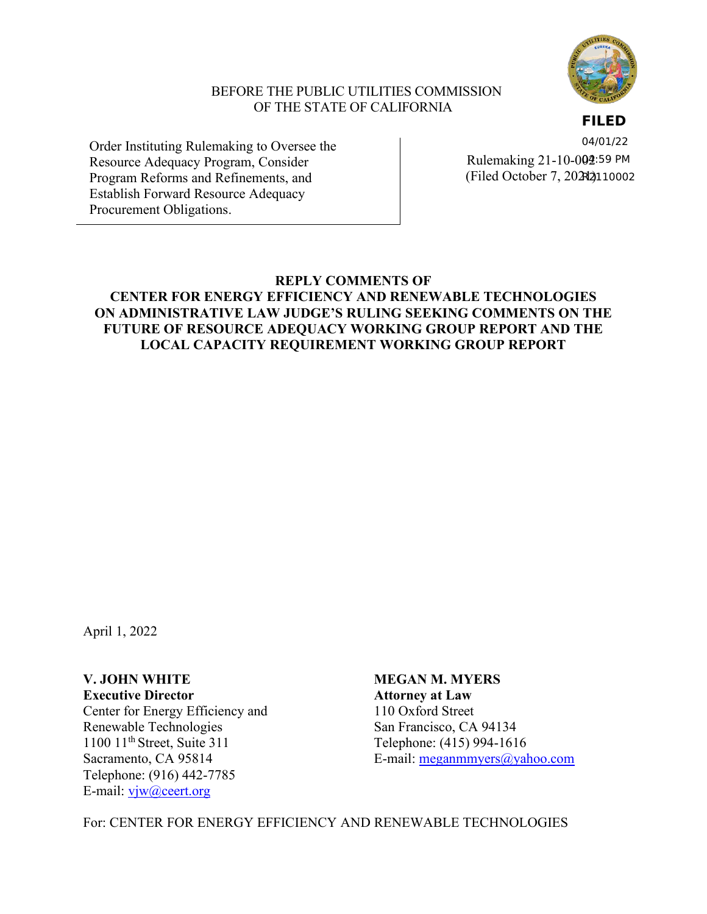BEFORE THE PUBLIC UTILITIES COMMISSION
OF THE STATE OF CALIFORNIA

**FILED**
04/01/22
04:59 PM
R2110002

| Order Instituting Rulemaking to Oversee the Resource Adequacy Program, Consider Program Reforms and Refinements, and Establish Forward Resource Adequacy Procurement Obligations. | Rulemaking 21-10-002 (Filed October 7, 2021) |
| --- | --- |

**REPLY COMMENTS OF CENTER FOR ENERGY EFFICIENCY AND RENEWABLE TECHNOLOGIES ON ADMINISTRATIVE LAW JUDGE'S RULING SEEKING COMMENTS ON THE FUTURE OF RESOURCE ADEQUACY WORKING GROUP REPORT AND THE LOCAL CAPACITY REQUIREMENT WORKING GROUP REPORT**

April 1, 2022

**V. JOHN WHITE**
**Executive Director**
Center for Energy Efficiency and Renewable Technologies
1100 11th Street, Suite 311
Sacramento, CA 95814
Telephone: (916) 442-7785
E-mail: vjw@ceert.org

**MEGAN M. MYERS**
**Attorney at Law**
110 Oxford Street
San Francisco, CA 94134
Telephone: (415) 994-1616
E-mail: meganmmyers@yahoo.com

For: CENTER FOR ENERGY EFFICIENCY AND RENEWABLE TECHNOLOGIES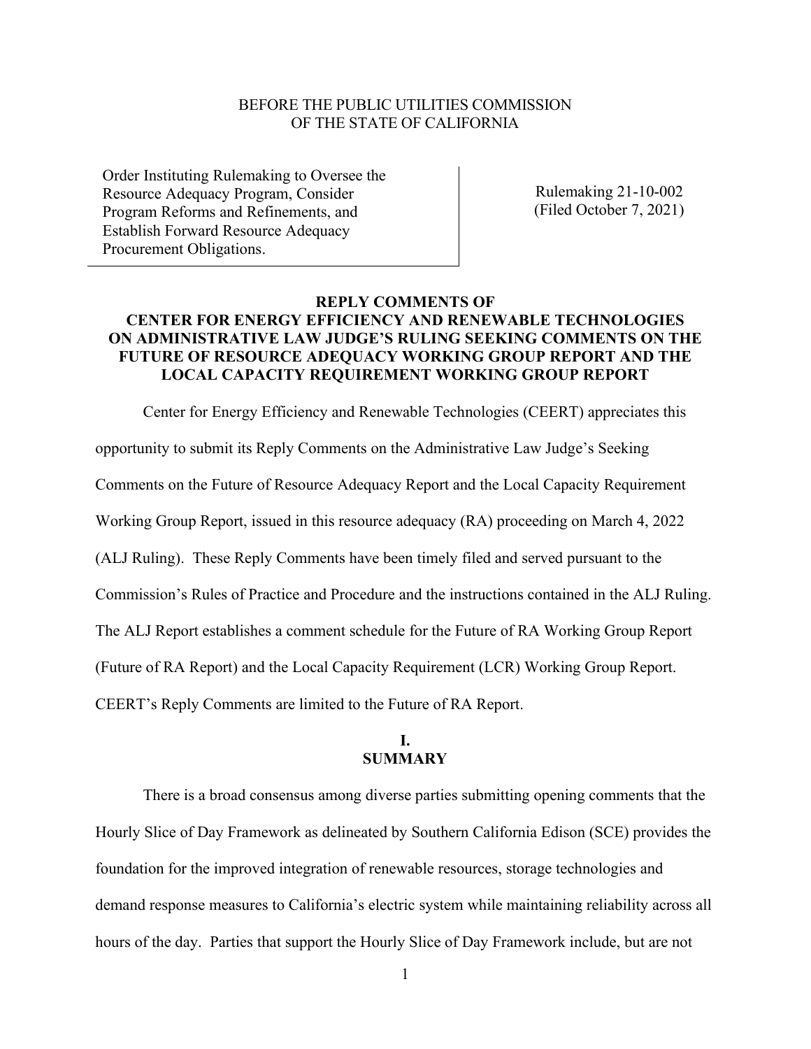BEFORE THE PUBLIC UTILITIES COMMISSION
OF THE STATE OF CALIFORNIA

| Order Instituting Rulemaking to Oversee the Resource Adequacy Program, Consider Program Reforms and Refinements, and Establish Forward Resource Adequacy Procurement Obligations. | Rulemaking 21-10-002 (Filed October 7, 2021) |
|---|---|

**REPLY COMMENTS OF
CENTER FOR ENERGY EFFICIENCY AND RENEWABLE TECHNOLOGIES
ON ADMINISTRATIVE LAW JUDGE'S RULING SEEKING COMMENTS ON THE
FUTURE OF RESOURCE ADEQUACY WORKING GROUP REPORT AND THE
LOCAL CAPACITY REQUIREMENT WORKING GROUP REPORT**

Center for Energy Efficiency and Renewable Technologies (CEERT) appreciates this opportunity to submit its Reply Comments on the Administrative Law Judge's Seeking Comments on the Future of Resource Adequacy Report and the Local Capacity Requirement Working Group Report, issued in this resource adequacy (RA) proceeding on March 4, 2022 (ALJ Ruling). These Reply Comments have been timely filed and served pursuant to the Commission's Rules of Practice and Procedure and the instructions contained in the ALJ Ruling. The ALJ Report establishes a comment schedule for the Future of RA Working Group Report (Future of RA Report) and the Local Capacity Requirement (LCR) Working Group Report. CEERT's Reply Comments are limited to the Future of RA Report.

## I.
## SUMMARY

There is a broad consensus among diverse parties submitting opening comments that the Hourly Slice of Day Framework as delineated by Southern California Edison (SCE) provides the foundation for the improved integration of renewable resources, storage technologies and demand response measures to California's electric system while maintaining reliability across all hours of the day. Parties that support the Hourly Slice of Day Framework include, but are not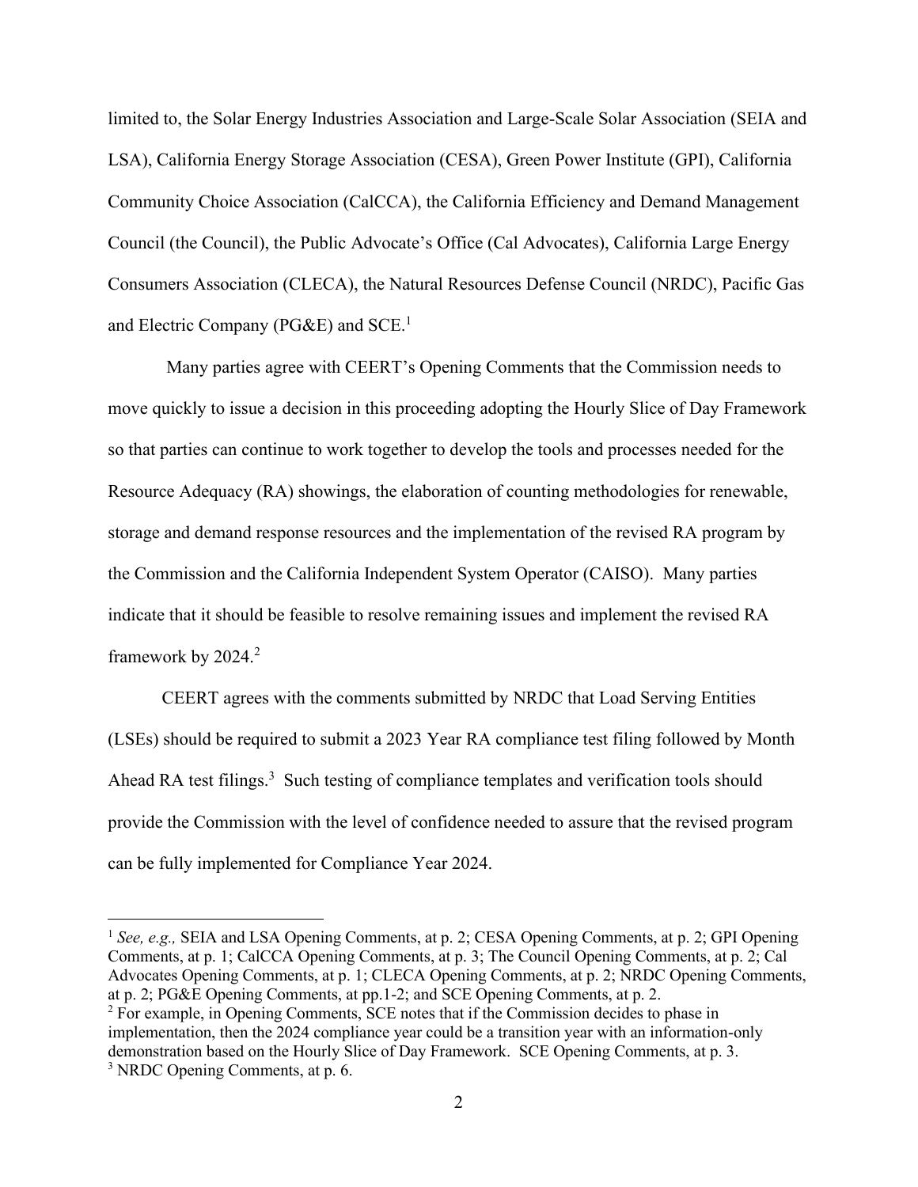limited to, the Solar Energy Industries Association and Large-Scale Solar Association (SEIA and LSA), California Energy Storage Association (CESA), Green Power Institute (GPI), California Community Choice Association (CalCCA), the California Efficiency and Demand Management Council (the Council), the Public Advocate's Office (Cal Advocates), California Large Energy Consumers Association (CLECA), the Natural Resources Defense Council (NRDC), Pacific Gas and Electric Company (PG&E) and SCE.[1]

Many parties agree with CEERT's Opening Comments that the Commission needs to move quickly to issue a decision in this proceeding adopting the Hourly Slice of Day Framework so that parties can continue to work together to develop the tools and processes needed for the Resource Adequacy (RA) showings, the elaboration of counting methodologies for renewable, storage and demand response resources and the implementation of the revised RA program by the Commission and the California Independent System Operator (CAISO). Many parties indicate that it should be feasible to resolve remaining issues and implement the revised RA framework by 2024.[2]

CEERT agrees with the comments submitted by NRDC that Load Serving Entities (LSEs) should be required to submit a 2023 Year RA compliance test filing followed by Month Ahead RA test filings.[3] Such testing of compliance templates and verification tools should provide the Commission with the level of confidence needed to assure that the revised program can be fully implemented for Compliance Year 2024.

---

[1] *See, e.g.,* SEIA and LSA Opening Comments, at p. 2; CESA Opening Comments, at p. 2; GPI Opening Comments, at p. 1; CalCCA Opening Comments, at p. 3; The Council Opening Comments, at p. 2; Cal Advocates Opening Comments, at p. 1; CLECA Opening Comments, at p. 2; NRDC Opening Comments, at p. 2; PG&E Opening Comments, at pp.1-2; and SCE Opening Comments, at p. 2.

[2] For example, in Opening Comments, SCE notes that if the Commission decides to phase in implementation, then the 2024 compliance year could be a transition year with an information-only demonstration based on the Hourly Slice of Day Framework. SCE Opening Comments, at p. 3.

[3] NRDC Opening Comments, at p. 6.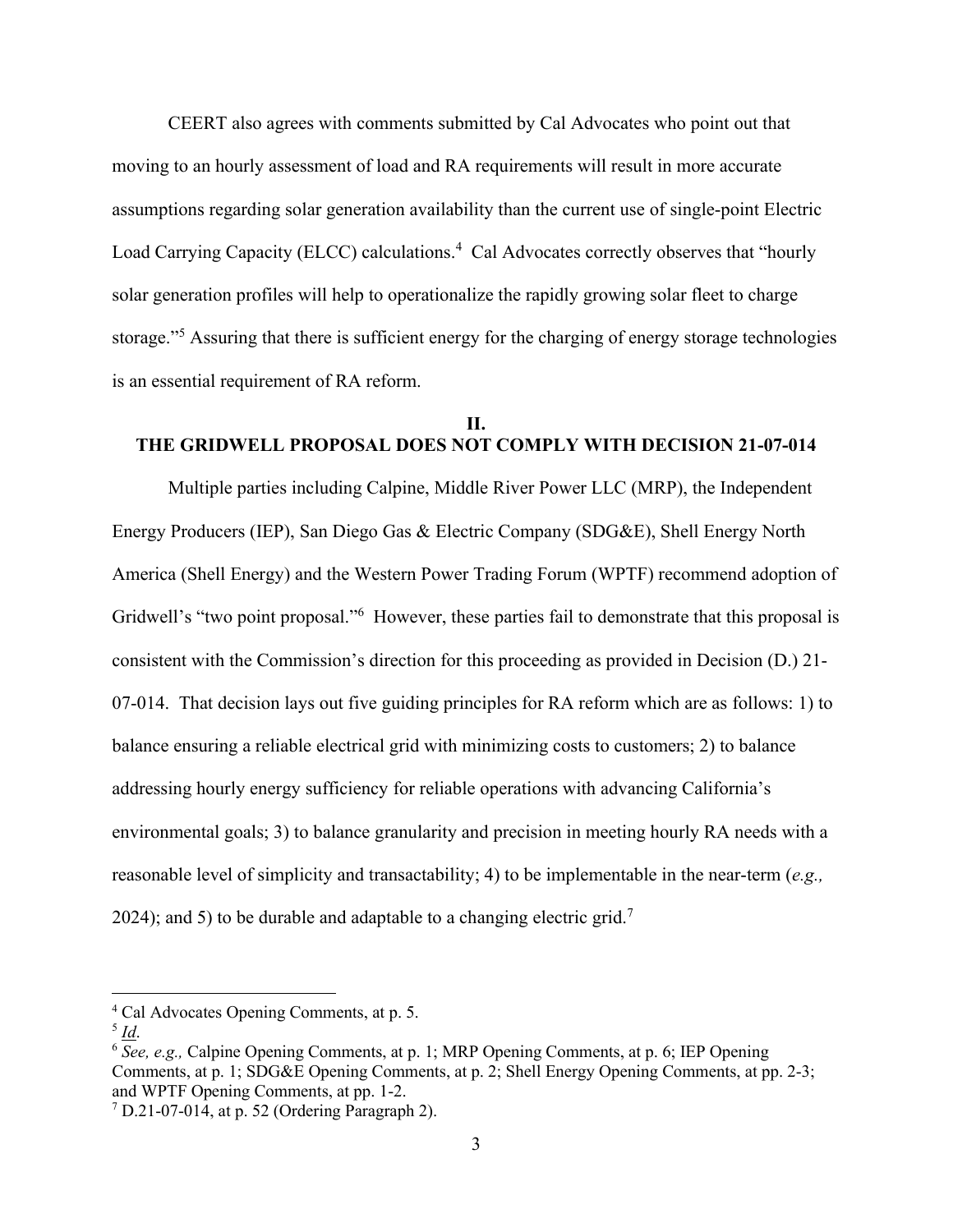CEERT also agrees with comments submitted by Cal Advocates who point out that moving to an hourly assessment of load and RA requirements will result in more accurate assumptions regarding solar generation availability than the current use of single-point Electric Load Carrying Capacity (ELCC) calculations.[4] Cal Advocates correctly observes that "hourly solar generation profiles will help to operationalize the rapidly growing solar fleet to charge storage."[5] Assuring that there is sufficient energy for the charging of energy storage technologies is an essential requirement of RA reform.

## II.
## THE GRIDWELL PROPOSAL DOES NOT COMPLY WITH DECISION 21-07-014

Multiple parties including Calpine, Middle River Power LLC (MRP), the Independent Energy Producers (IEP), San Diego Gas & Electric Company (SDG&E), Shell Energy North America (Shell Energy) and the Western Power Trading Forum (WPTF) recommend adoption of Gridwell's "two point proposal."[6] However, these parties fail to demonstrate that this proposal is consistent with the Commission's direction for this proceeding as provided in Decision (D.) 21-07-014. That decision lays out five guiding principles for RA reform which are as follows: 1) to balance ensuring a reliable electrical grid with minimizing costs to customers; 2) to balance addressing hourly energy sufficiency for reliable operations with advancing California's environmental goals; 3) to balance granularity and precision in meeting hourly RA needs with a reasonable level of simplicity and transactability; 4) to be implementable in the near-term (*e.g.,* 2024); and 5) to be durable and adaptable to a changing electric grid.[7]

---

[4] Cal Advocates Opening Comments, at p. 5.

[5] *Id*.

[6] *See, e.g.,* Calpine Opening Comments, at p. 1; MRP Opening Comments, at p. 6; IEP Opening Comments, at p. 1; SDG&E Opening Comments, at p. 2; Shell Energy Opening Comments, at pp. 2-3; and WPTF Opening Comments, at pp. 1-2.

[7] D.21-07-014, at p. 52 (Ordering Paragraph 2).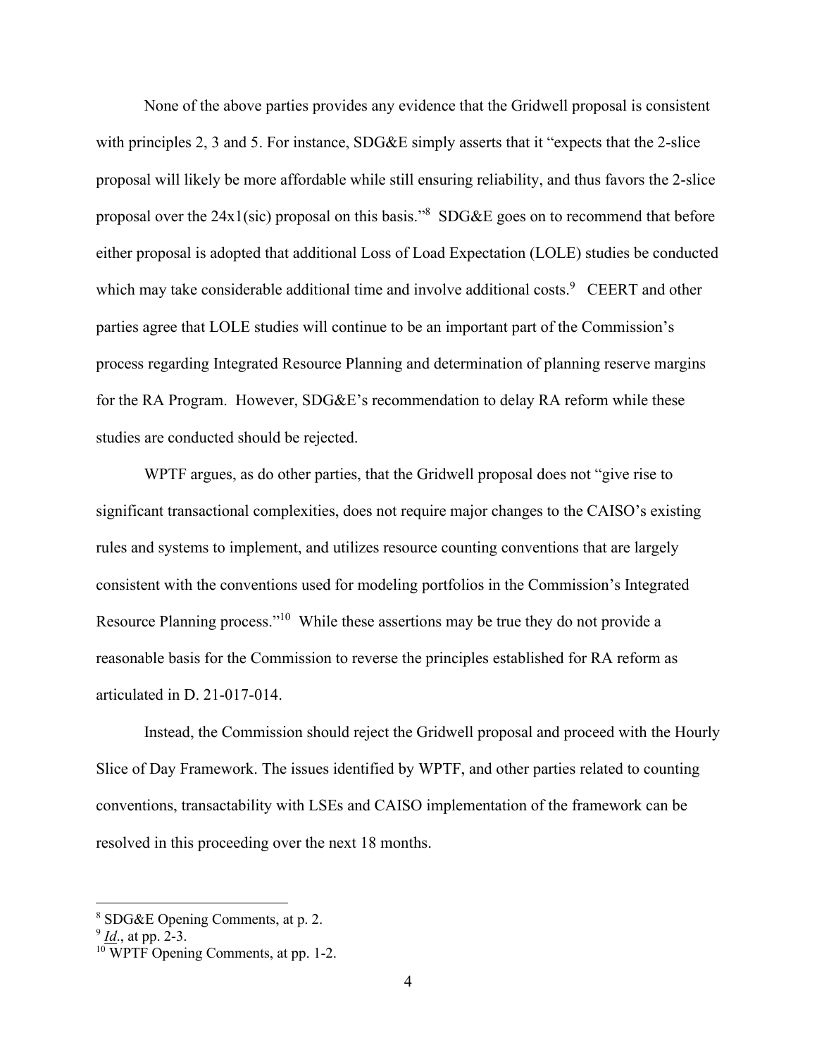None of the above parties provides any evidence that the Gridwell proposal is consistent with principles 2, 3 and 5. For instance, SDG&E simply asserts that it "expects that the 2-slice proposal will likely be more affordable while still ensuring reliability, and thus favors the 2-slice proposal over the 24x1(sic) proposal on this basis."[8] SDG&E goes on to recommend that before either proposal is adopted that additional Loss of Load Expectation (LOLE) studies be conducted which may take considerable additional time and involve additional costs.[9] CEERT and other parties agree that LOLE studies will continue to be an important part of the Commission's process regarding Integrated Resource Planning and determination of planning reserve margins for the RA Program. However, SDG&E's recommendation to delay RA reform while these studies are conducted should be rejected.

WPTF argues, as do other parties, that the Gridwell proposal does not "give rise to significant transactional complexities, does not require major changes to the CAISO's existing rules and systems to implement, and utilizes resource counting conventions that are largely consistent with the conventions used for modeling portfolios in the Commission's Integrated Resource Planning process."[10] While these assertions may be true they do not provide a reasonable basis for the Commission to reverse the principles established for RA reform as articulated in D. 21-017-014.

Instead, the Commission should reject the Gridwell proposal and proceed with the Hourly Slice of Day Framework. The issues identified by WPTF, and other parties related to counting conventions, transactability with LSEs and CAISO implementation of the framework can be resolved in this proceeding over the next 18 months.

---

[8] SDG&E Opening Comments, at p. 2.

[9] *Id*., at pp. 2-3.

[10] WPTF Opening Comments, at pp. 1-2.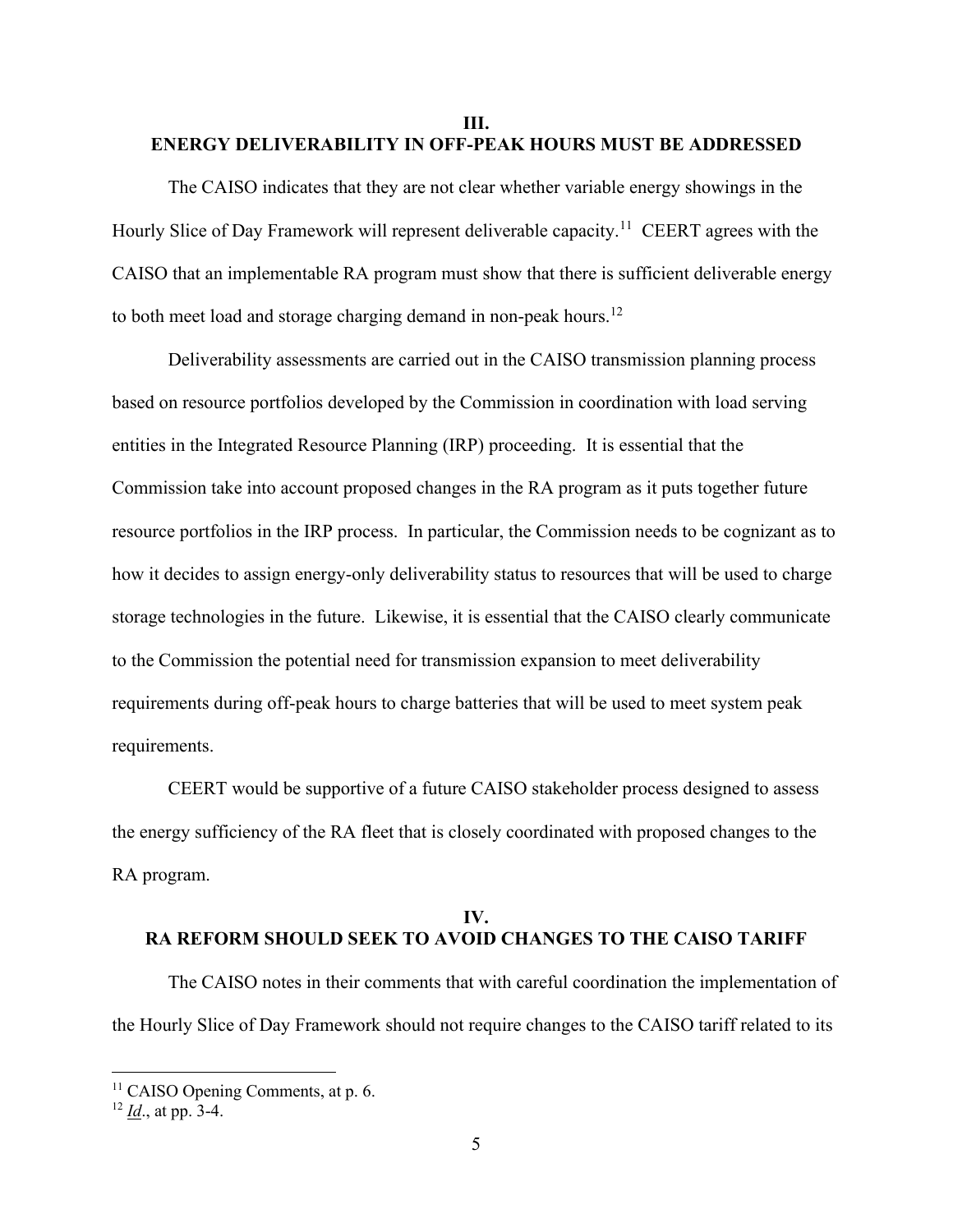## III. ENERGY DELIVERABILITY IN OFF-PEAK HOURS MUST BE ADDRESSED

The CAISO indicates that they are not clear whether variable energy showings in the Hourly Slice of Day Framework will represent deliverable capacity.[11] CEERT agrees with the CAISO that an implementable RA program must show that there is sufficient deliverable energy to both meet load and storage charging demand in non-peak hours.[12]

Deliverability assessments are carried out in the CAISO transmission planning process based on resource portfolios developed by the Commission in coordination with load serving entities in the Integrated Resource Planning (IRP) proceeding. It is essential that the Commission take into account proposed changes in the RA program as it puts together future resource portfolios in the IRP process. In particular, the Commission needs to be cognizant as to how it decides to assign energy-only deliverability status to resources that will be used to charge storage technologies in the future. Likewise, it is essential that the CAISO clearly communicate to the Commission the potential need for transmission expansion to meet deliverability requirements during off-peak hours to charge batteries that will be used to meet system peak requirements.

CEERT would be supportive of a future CAISO stakeholder process designed to assess the energy sufficiency of the RA fleet that is closely coordinated with proposed changes to the RA program.

## IV. RA REFORM SHOULD SEEK TO AVOID CHANGES TO THE CAISO TARIFF

The CAISO notes in their comments that with careful coordination the implementation of the Hourly Slice of Day Framework should not require changes to the CAISO tariff related to its

---

[11] CAISO Opening Comments, at p. 6.

[12] *Id*., at pp. 3-4.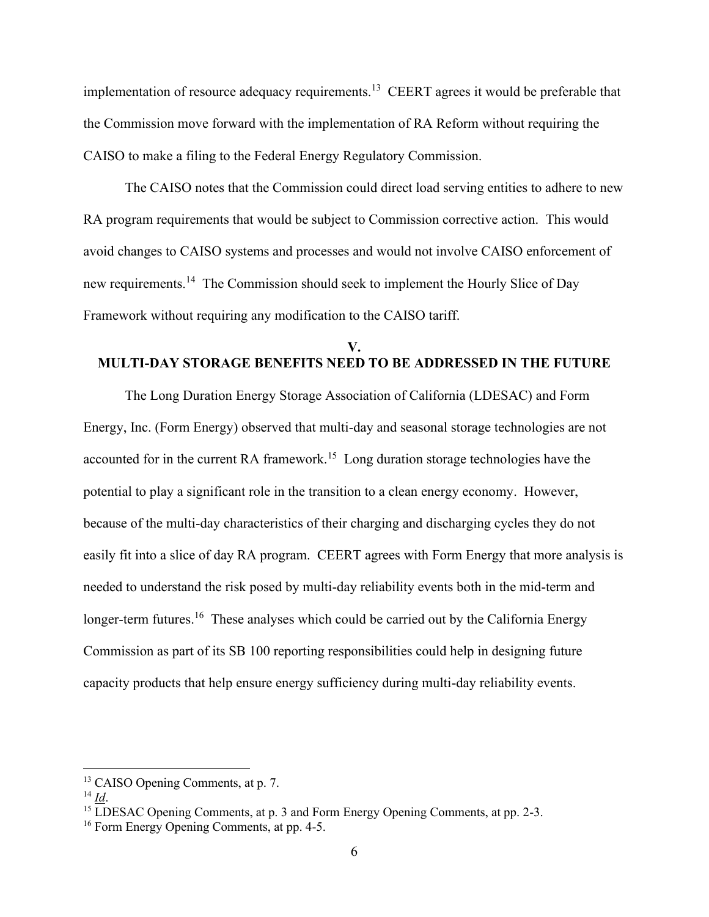implementation of resource adequacy requirements.[13] CEERT agrees it would be preferable that the Commission move forward with the implementation of RA Reform without requiring the CAISO to make a filing to the Federal Energy Regulatory Commission.

The CAISO notes that the Commission could direct load serving entities to adhere to new RA program requirements that would be subject to Commission corrective action. This would avoid changes to CAISO systems and processes and would not involve CAISO enforcement of new requirements.[14] The Commission should seek to implement the Hourly Slice of Day Framework without requiring any modification to the CAISO tariff.

## V. MULTI-DAY STORAGE BENEFITS NEED TO BE ADDRESSED IN THE FUTURE

The Long Duration Energy Storage Association of California (LDESAC) and Form Energy, Inc. (Form Energy) observed that multi-day and seasonal storage technologies are not accounted for in the current RA framework.[15] Long duration storage technologies have the potential to play a significant role in the transition to a clean energy economy. However, because of the multi-day characteristics of their charging and discharging cycles they do not easily fit into a slice of day RA program. CEERT agrees with Form Energy that more analysis is needed to understand the risk posed by multi-day reliability events both in the mid-term and longer-term futures.[16] These analyses which could be carried out by the California Energy Commission as part of its SB 100 reporting responsibilities could help in designing future capacity products that help ensure energy sufficiency during multi-day reliability events.

---

[13] CAISO Opening Comments, at p. 7.

[14] *Id*.

[15] LDESAC Opening Comments, at p. 3 and Form Energy Opening Comments, at pp. 2-3.

[16] Form Energy Opening Comments, at pp. 4-5.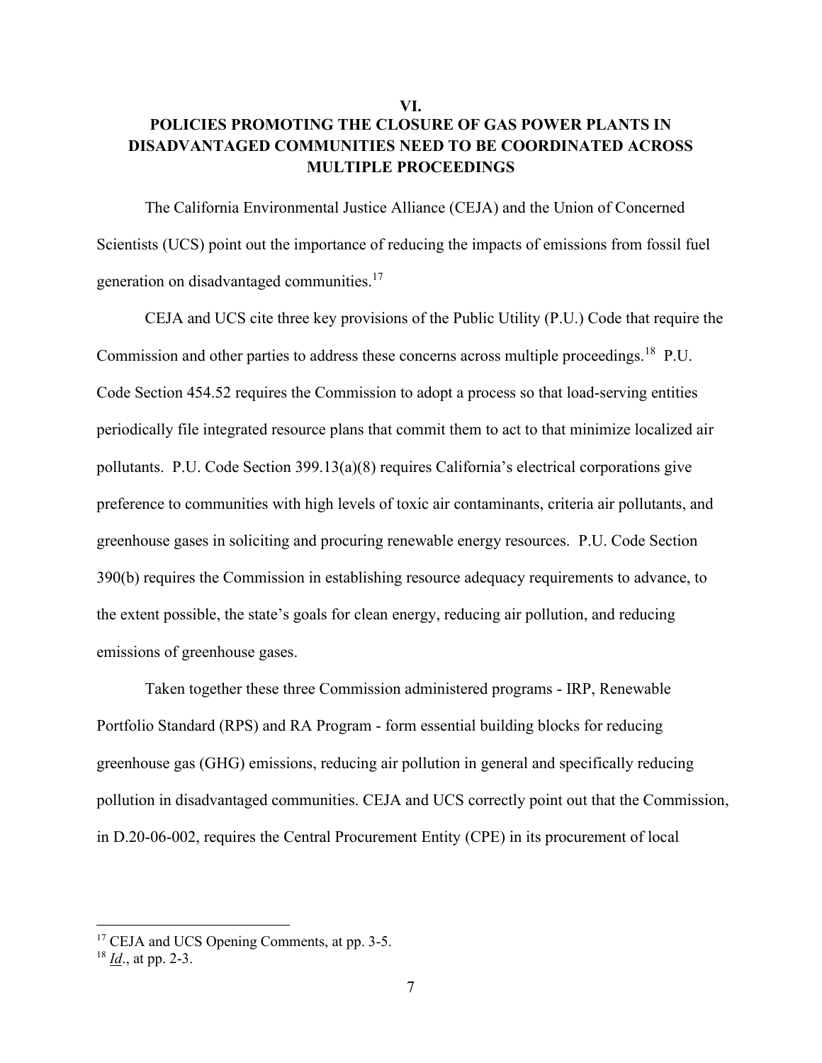## VI.
## POLICIES PROMOTING THE CLOSURE OF GAS POWER PLANTS IN DISADVANTAGED COMMUNITIES NEED TO BE COORDINATED ACROSS MULTIPLE PROCEEDINGS

The California Environmental Justice Alliance (CEJA) and the Union of Concerned Scientists (UCS) point out the importance of reducing the impacts of emissions from fossil fuel generation on disadvantaged communities.[17]

CEJA and UCS cite three key provisions of the Public Utility (P.U.) Code that require the Commission and other parties to address these concerns across multiple proceedings.[18] P.U. Code Section 454.52 requires the Commission to adopt a process so that load-serving entities periodically file integrated resource plans that commit them to act to that minimize localized air pollutants. P.U. Code Section 399.13(a)(8) requires California's electrical corporations give preference to communities with high levels of toxic air contaminants, criteria air pollutants, and greenhouse gases in soliciting and procuring renewable energy resources. P.U. Code Section 390(b) requires the Commission in establishing resource adequacy requirements to advance, to the extent possible, the state's goals for clean energy, reducing air pollution, and reducing emissions of greenhouse gases.

Taken together these three Commission administered programs - IRP, Renewable Portfolio Standard (RPS) and RA Program - form essential building blocks for reducing greenhouse gas (GHG) emissions, reducing air pollution in general and specifically reducing pollution in disadvantaged communities. CEJA and UCS correctly point out that the Commission, in D.20-06-002, requires the Central Procurement Entity (CPE) in its procurement of local

---

[17] CEJA and UCS Opening Comments, at pp. 3-5.

[18] *Id*., at pp. 2-3.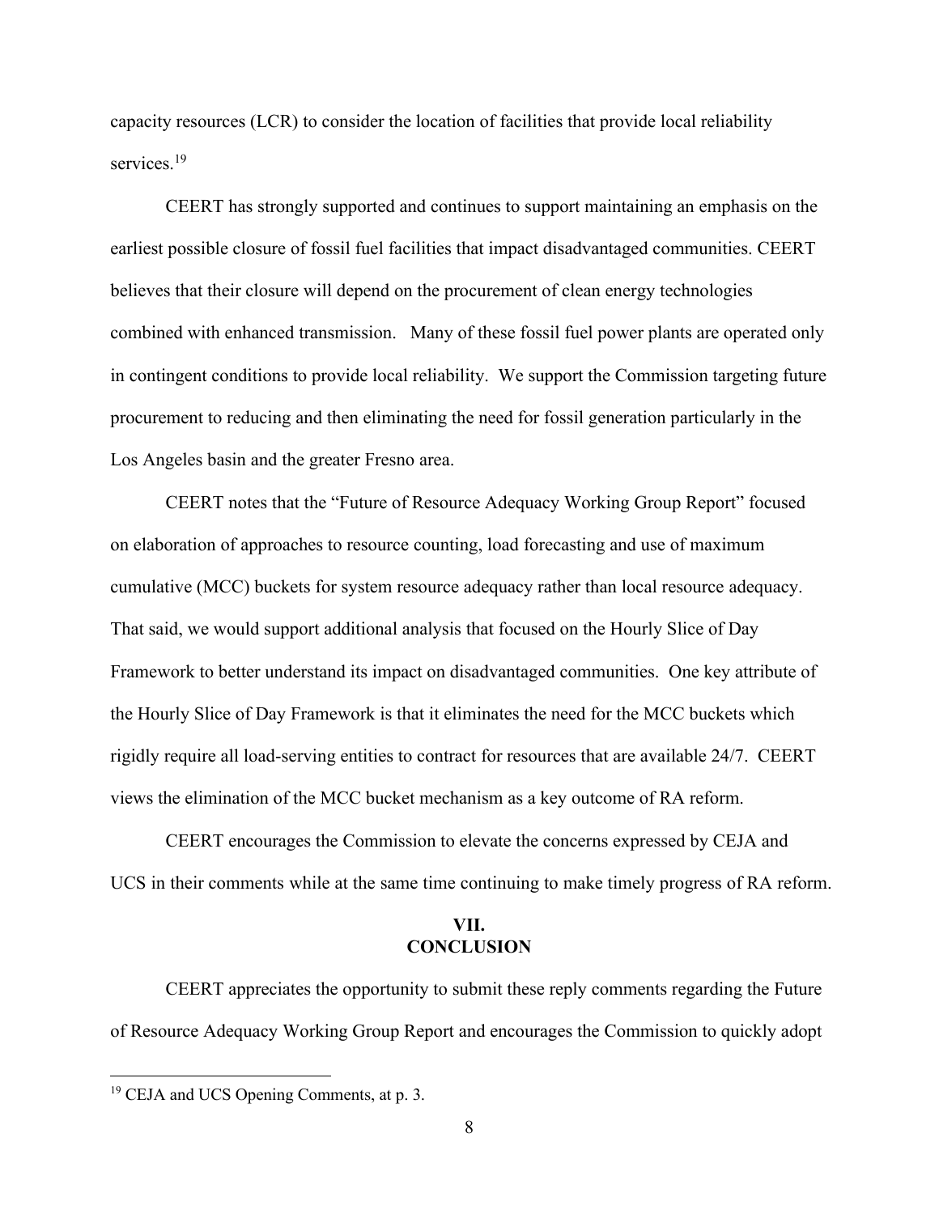capacity resources (LCR) to consider the location of facilities that provide local reliability services.[19]

CEERT has strongly supported and continues to support maintaining an emphasis on the earliest possible closure of fossil fuel facilities that impact disadvantaged communities. CEERT believes that their closure will depend on the procurement of clean energy technologies combined with enhanced transmission. Many of these fossil fuel power plants are operated only in contingent conditions to provide local reliability. We support the Commission targeting future procurement to reducing and then eliminating the need for fossil generation particularly in the Los Angeles basin and the greater Fresno area.

CEERT notes that the "Future of Resource Adequacy Working Group Report" focused on elaboration of approaches to resource counting, load forecasting and use of maximum cumulative (MCC) buckets for system resource adequacy rather than local resource adequacy. That said, we would support additional analysis that focused on the Hourly Slice of Day Framework to better understand its impact on disadvantaged communities. One key attribute of the Hourly Slice of Day Framework is that it eliminates the need for the MCC buckets which rigidly require all load-serving entities to contract for resources that are available 24/7. CEERT views the elimination of the MCC bucket mechanism as a key outcome of RA reform.

CEERT encourages the Commission to elevate the concerns expressed by CEJA and UCS in their comments while at the same time continuing to make timely progress of RA reform.

## VII. CONCLUSION

CEERT appreciates the opportunity to submit these reply comments regarding the Future of Resource Adequacy Working Group Report and encourages the Commission to quickly adopt

[19] CEJA and UCS Opening Comments, at p. 3.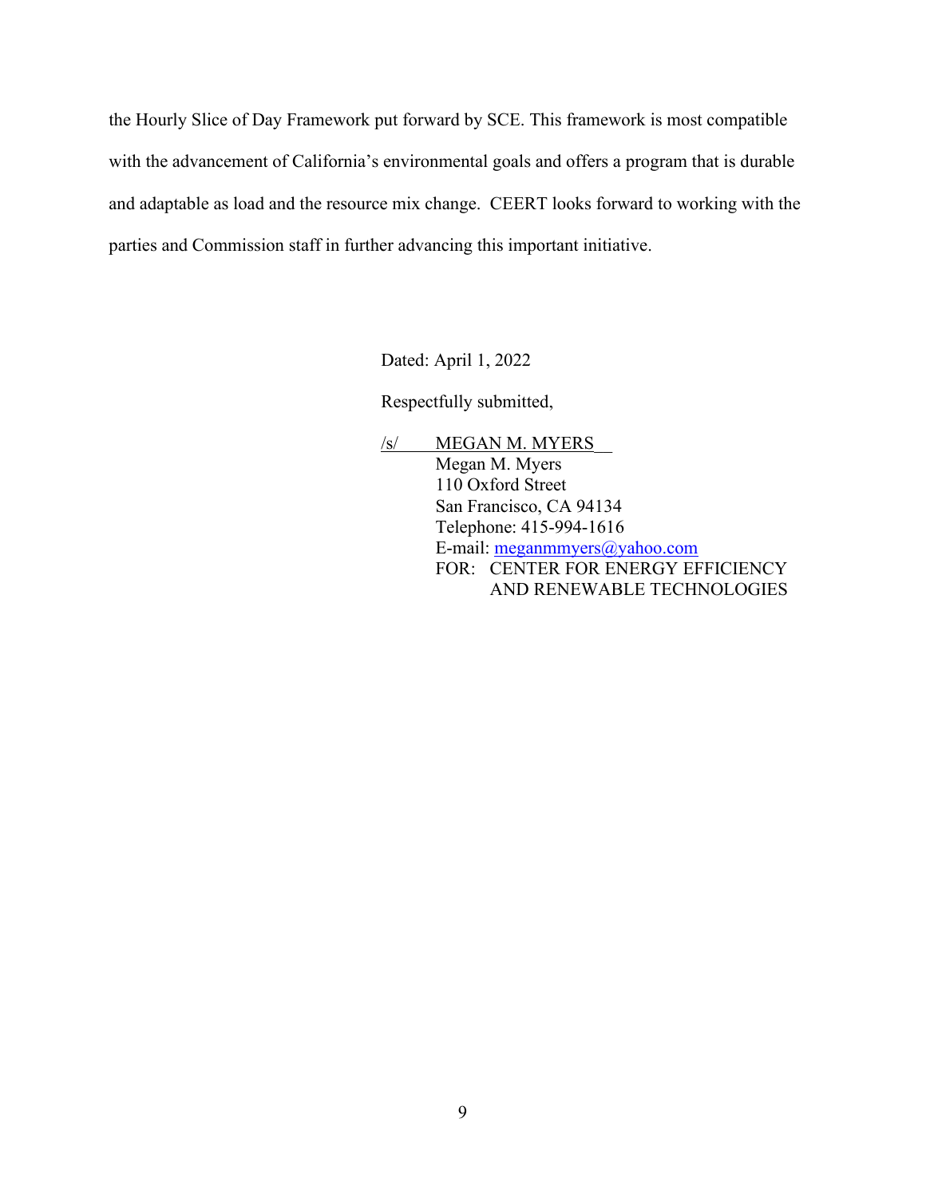the Hourly Slice of Day Framework put forward by SCE. This framework is most compatible with the advancement of California's environmental goals and offers a program that is durable and adaptable as load and the resource mix change. CEERT looks forward to working with the parties and Commission staff in further advancing this important initiative.

Dated: April 1, 2022

Respectfully submitted,

/s/ MEGAN M. MYERS
Megan M. Myers
110 Oxford Street
San Francisco, CA 94134
Telephone: 415-994-1616
E-mail: meganmmyers@yahoo.com
FOR: CENTER FOR ENERGY EFFICIENCY AND RENEWABLE TECHNOLOGIES